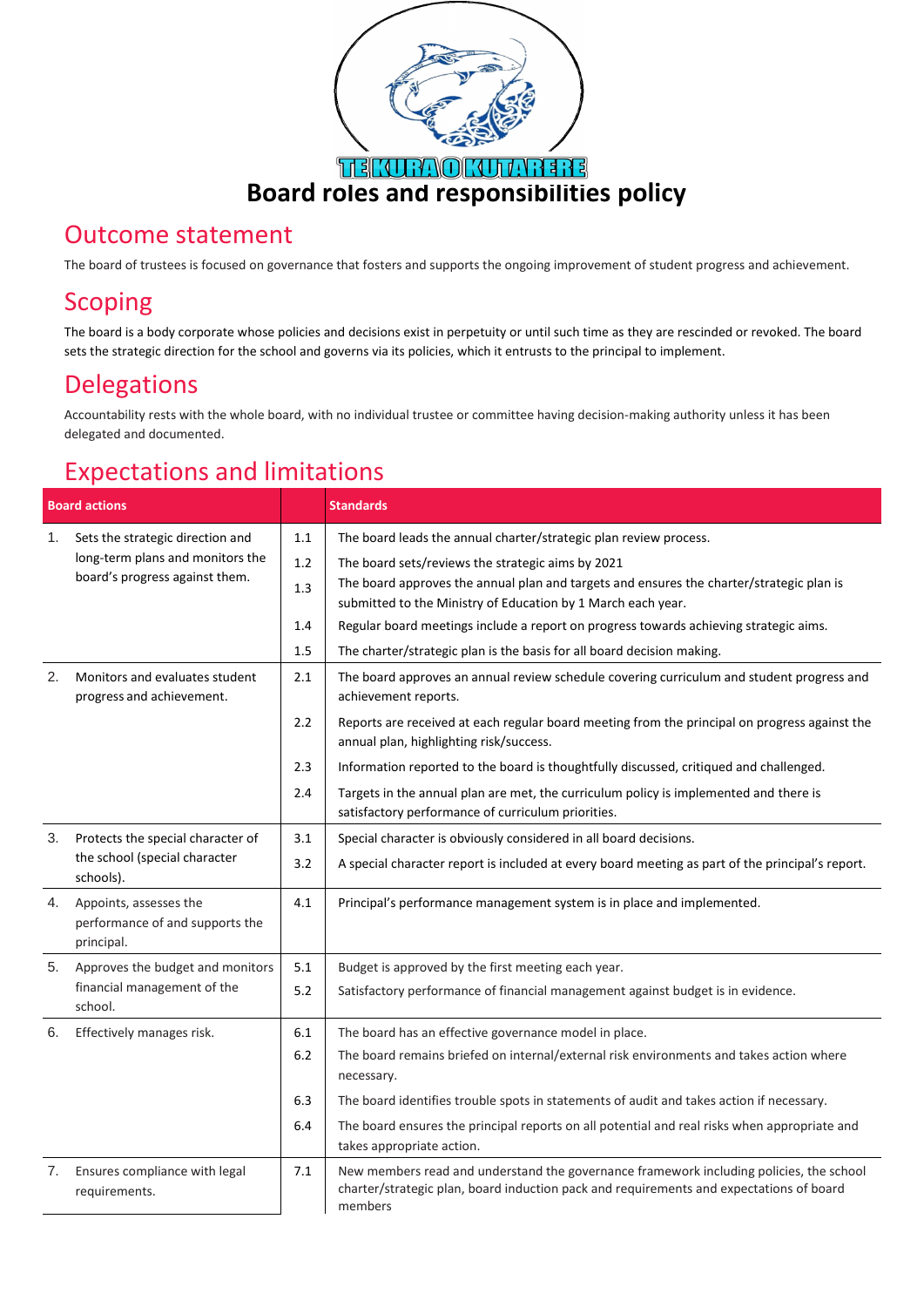TE KURA O KUTARERE

# Board roles and responsibilities policy

## Outcome statement

The board of trustees is focused on governance that fosters and supports the ongoing improvement of student progress and achievement.

## Scoping

The board is a body corporate whose policies and decisions exist in perpetuity or until such time as they are rescinded or revoked. The board sets the strategic direction for the school and governs via its policies, which it entrusts to the principal to implement.

## Delegations

Accountability rests with the whole board, with no individual trustee or committee having decision-making authority unless it has been delegated and documented.

## Expectations and limitations

| Board actions | | Standards |
|---|---|---|
| 1. Sets the strategic direction and long-term plans and monitors the board's progress against them. | 1.1 | The board leads the annual charter/strategic plan review process. |
| | 1.2 | The board sets/reviews the strategic aims by 2021 |
| | 1.3 | The board approves the annual plan and targets and ensures the charter/strategic plan is submitted to the Ministry of Education by 1 March each year. |
| | 1.4 | Regular board meetings include a report on progress towards achieving strategic aims. |
| | 1.5 | The charter/strategic plan is the basis for all board decision making. |
| 2. Monitors and evaluates student progress and achievement. | 2.1 | The board approves an annual review schedule covering curriculum and student progress and achievement reports. |
| | 2.2 | Reports are received at each regular board meeting from the principal on progress against the annual plan, highlighting risk/success. |
| | 2.3 | Information reported to the board is thoughtfully discussed, critiqued and challenged. |
| | 2.4 | Targets in the annual plan are met, the curriculum policy is implemented and there is satisfactory performance of curriculum priorities. |
| 3. Protects the special character of the school (special character schools). | 3.1 | Special character is obviously considered in all board decisions. |
| | 3.2 | A special character report is included at every board meeting as part of the principal's report. |
| 4. Appoints, assesses the performance of and supports the principal. | 4.1 | Principal's performance management system is in place and implemented. |
| 5. Approves the budget and monitors financial management of the school. | 5.1 | Budget is approved by the first meeting each year. |
| | 5.2 | Satisfactory performance of financial management against budget is in evidence. |
| 6. Effectively manages risk. | 6.1 | The board has an effective governance model in place. |
| | 6.2 | The board remains briefed on internal/external risk environments and takes action where necessary. |
| | 6.3 | The board identifies trouble spots in statements of audit and takes action if necessary. |
| | 6.4 | The board ensures the principal reports on all potential and real risks when appropriate and takes appropriate action. |
| 7. Ensures compliance with legal requirements. | 7.1 | New members read and understand the governance framework including policies, the school charter/strategic plan, board induction pack and requirements and expectations of board members |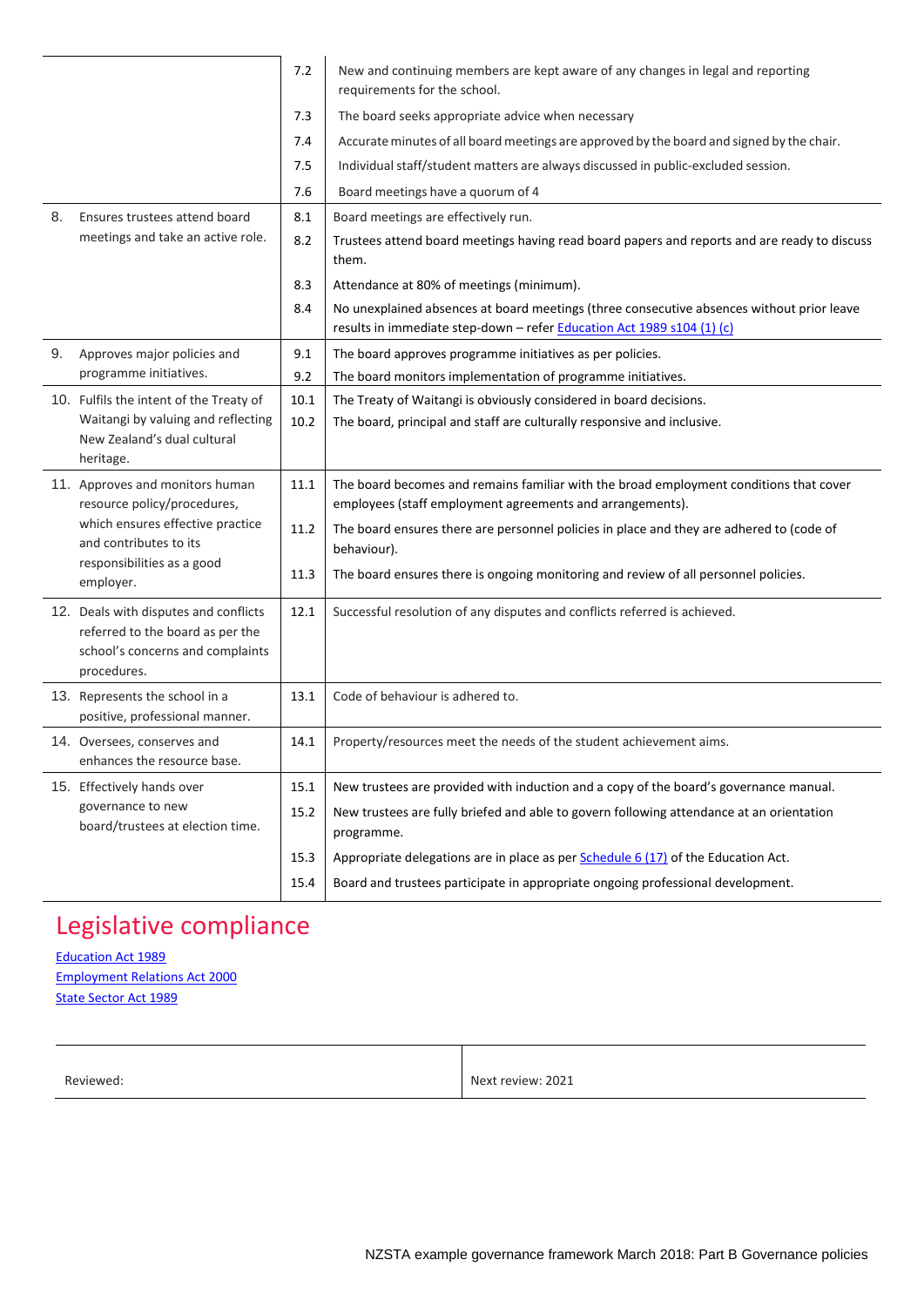| | | |
|---|---|---|
| | 7.2 | New and continuing members are kept aware of any changes in legal and reporting requirements for the school. |
| | 7.3 | The board seeks appropriate advice when necessary |
| | 7.4 | Accurate minutes of all board meetings are approved by the board and signed by the chair. |
| | 7.5 | Individual staff/student matters are always discussed in public-excluded session. |
| | 7.6 | Board meetings have a quorum of 4 |
| 8. Ensures trustees attend board meetings and take an active role. | 8.1 | Board meetings are effectively run. |
| | 8.2 | Trustees attend board meetings having read board papers and reports and are ready to discuss them. |
| | 8.3 | Attendance at 80% of meetings (minimum). |
| | 8.4 | No unexplained absences at board meetings (three consecutive absences without prior leave results in immediate step-down – refer Education Act 1989 s104 (1) (c) |
| 9. Approves major policies and programme initiatives. | 9.1 | The board approves programme initiatives as per policies. |
| | 9.2 | The board monitors implementation of programme initiatives. |
| 10. Fulfils the intent of the Treaty of Waitangi by valuing and reflecting New Zealand's dual cultural heritage. | 10.1 | The Treaty of Waitangi is obviously considered in board decisions. |
| | 10.2 | The board, principal and staff are culturally responsive and inclusive. |
| 11. Approves and monitors human resource policy/procedures, which ensures effective practice and contributes to its responsibilities as a good employer. | 11.1 | The board becomes and remains familiar with the broad employment conditions that cover employees (staff employment agreements and arrangements). |
| | 11.2 | The board ensures there are personnel policies in place and they are adhered to (code of behaviour). |
| | 11.3 | The board ensures there is ongoing monitoring and review of all personnel policies. |
| 12. Deals with disputes and conflicts referred to the board as per the school's concerns and complaints procedures. | 12.1 | Successful resolution of any disputes and conflicts referred is achieved. |
| 13. Represents the school in a positive, professional manner. | 13.1 | Code of behaviour is adhered to. |
| 14. Oversees, conserves and enhances the resource base. | 14.1 | Property/resources meet the needs of the student achievement aims. |
| 15. Effectively hands over governance to new board/trustees at election time. | 15.1 | New trustees are provided with induction and a copy of the board's governance manual. |
| | 15.2 | New trustees are fully briefed and able to govern following attendance at an orientation programme. |
| | 15.3 | Appropriate delegations are in place as per Schedule 6 (17) of the Education Act. |
| | 15.4 | Board and trustees participate in appropriate ongoing professional development. |

## Legislative compliance

Education Act 1989
Employment Relations Act 2000
State Sector Act 1989

| | |
|---|---|
| Reviewed: | Next review: 2021 |